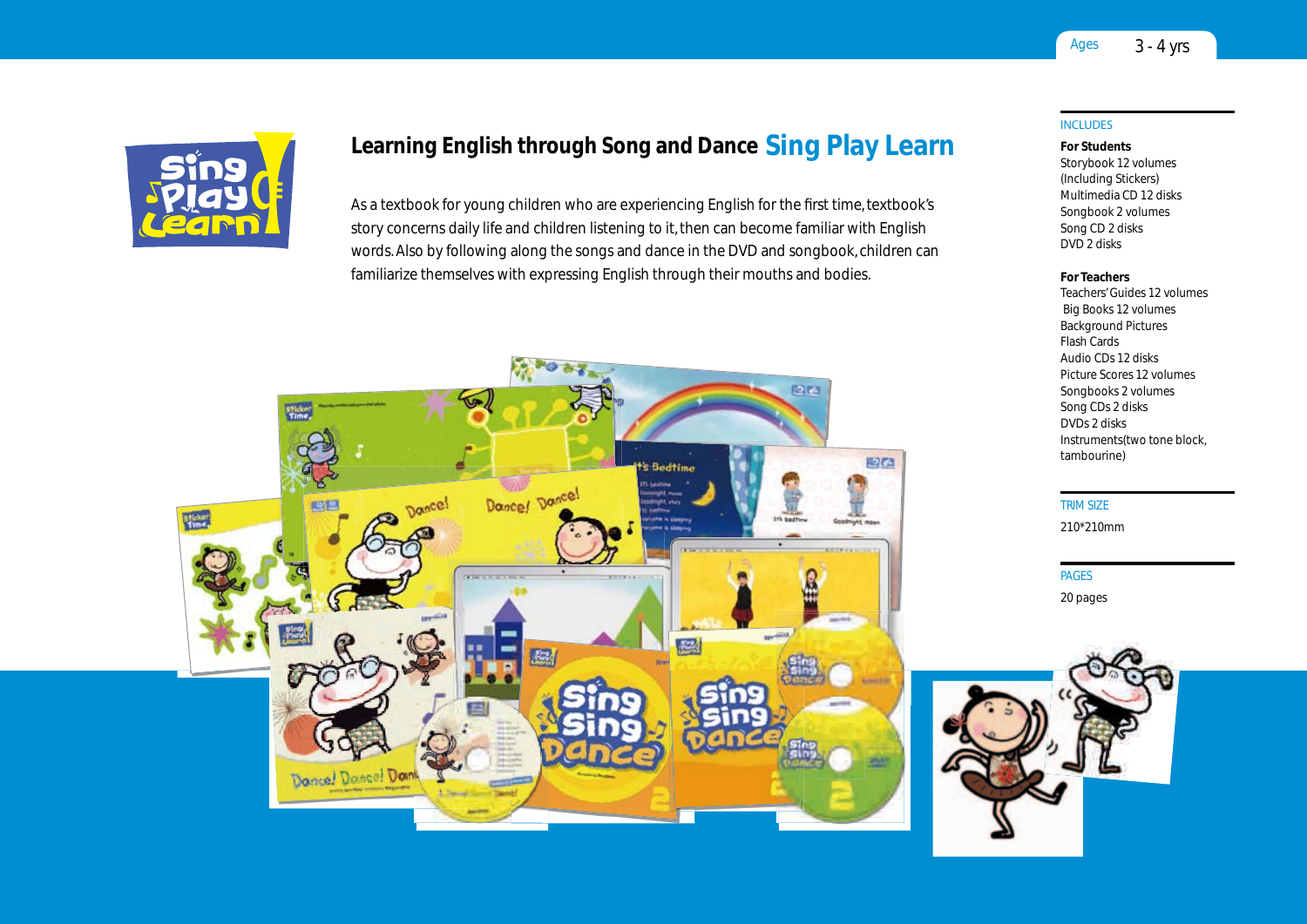Ages 3 - 4 yrs

# Learning English through Song and Dance Sing Play Learn

As a textbook for young children who are experiencing English for the first time, textbook's story concerns daily life and children listening to it, then can become familiar with English words. Also by following along the songs and dance in the DVD and songbook, children can familiarize themselves with expressing English through their mouths and bodies.

## INCLUDES

**For Students**
Storybook 12 volumes
(Including Stickers)
Multimedia CD 12 disks
Songbook 2 volumes
Song CD 2 disks
DVD 2 disks

**For Teachers**
Teachers' Guides 12 volumes
Big Books 12 volumes
Background Pictures
Flash Cards
Audio CDs 12 disks
Picture Scores 12 volumes
Songbooks 2 volumes
Song CDs 2 disks
DVDs 2 disks
Instruments(two tone block, tambourine)

## TRIM SIZE

210*210mm

## PAGES

20 pages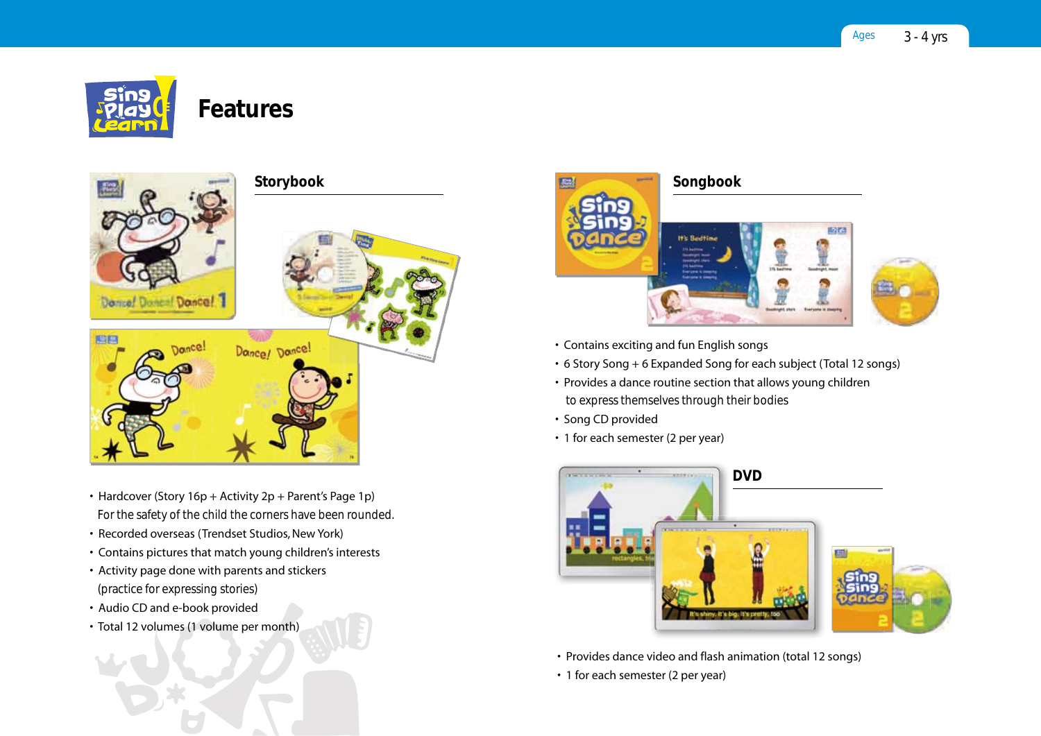Ages 3 - 4 yrs

# Features

## Storybook

- Hardcover (Story 16p + Activity 2p + Parent's Page 1p)
  For the safety of the child the corners have been rounded.
- Recorded overseas (Trendset Studios, New York)
- Contains pictures that match young children's interests
- Activity page done with parents and stickers
  (practice for expressing stories)
- Audio CD and e-book provided
- Total 12 volumes (1 volume per month)

## Songbook

- Contains exciting and fun English songs
- 6 Story Song + 6 Expanded Song for each subject (Total 12 songs)
- Provides a dance routine section that allows young children
  to express themselves through their bodies
- Song CD provided
- 1 for each semester (2 per year)

## DVD

- Provides dance video and flash animation (total 12 songs)
- 1 for each semester (2 per year)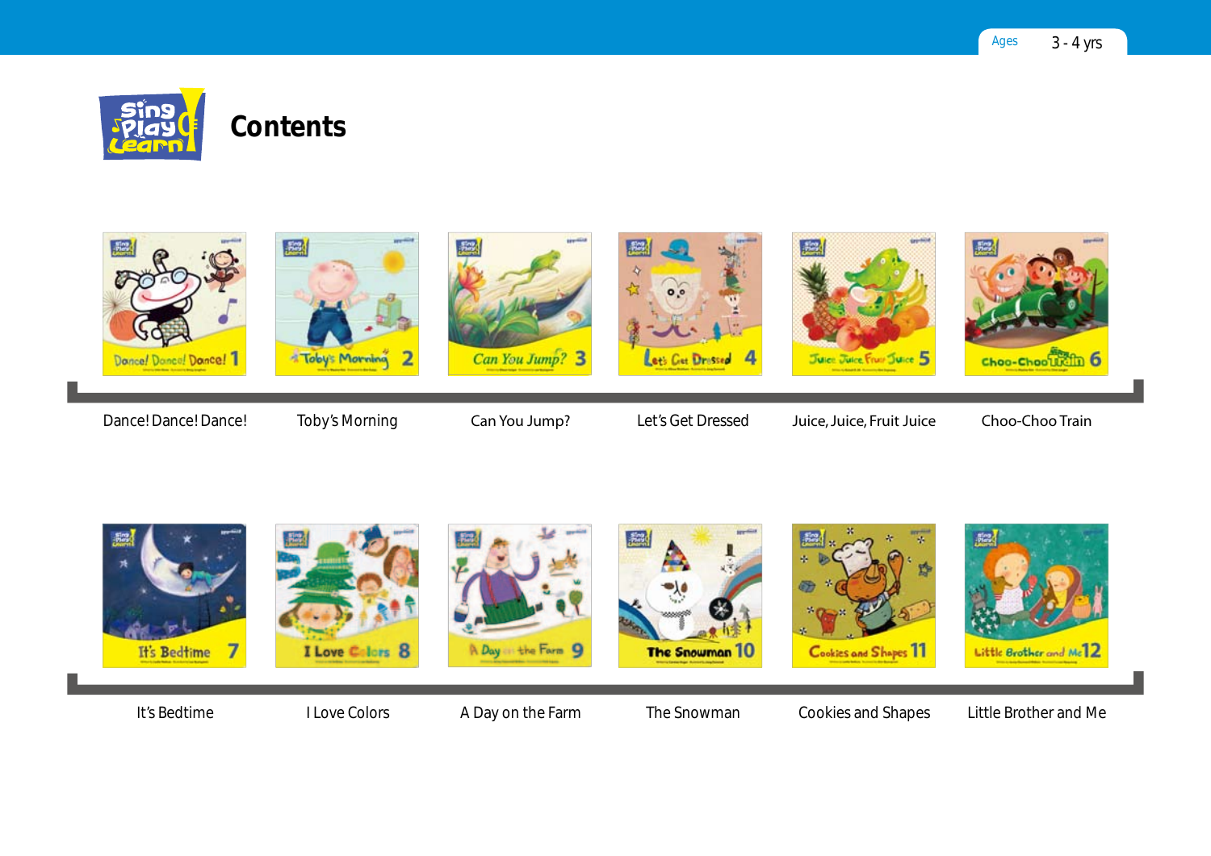Ages 3 - 4 yrs

# Contents

1. Dance! Dance! Dance!
2. Toby's Morning
3. Can You Jump?
4. Let's Get Dressed
5. Juice, Juice, Fruit Juice
6. Choo-Choo Train
7. It's Bedtime
8. I Love Colors
9. A Day on the Farm
10. The Snowman
11. Cookies and Shapes
12. Little Brother and Me